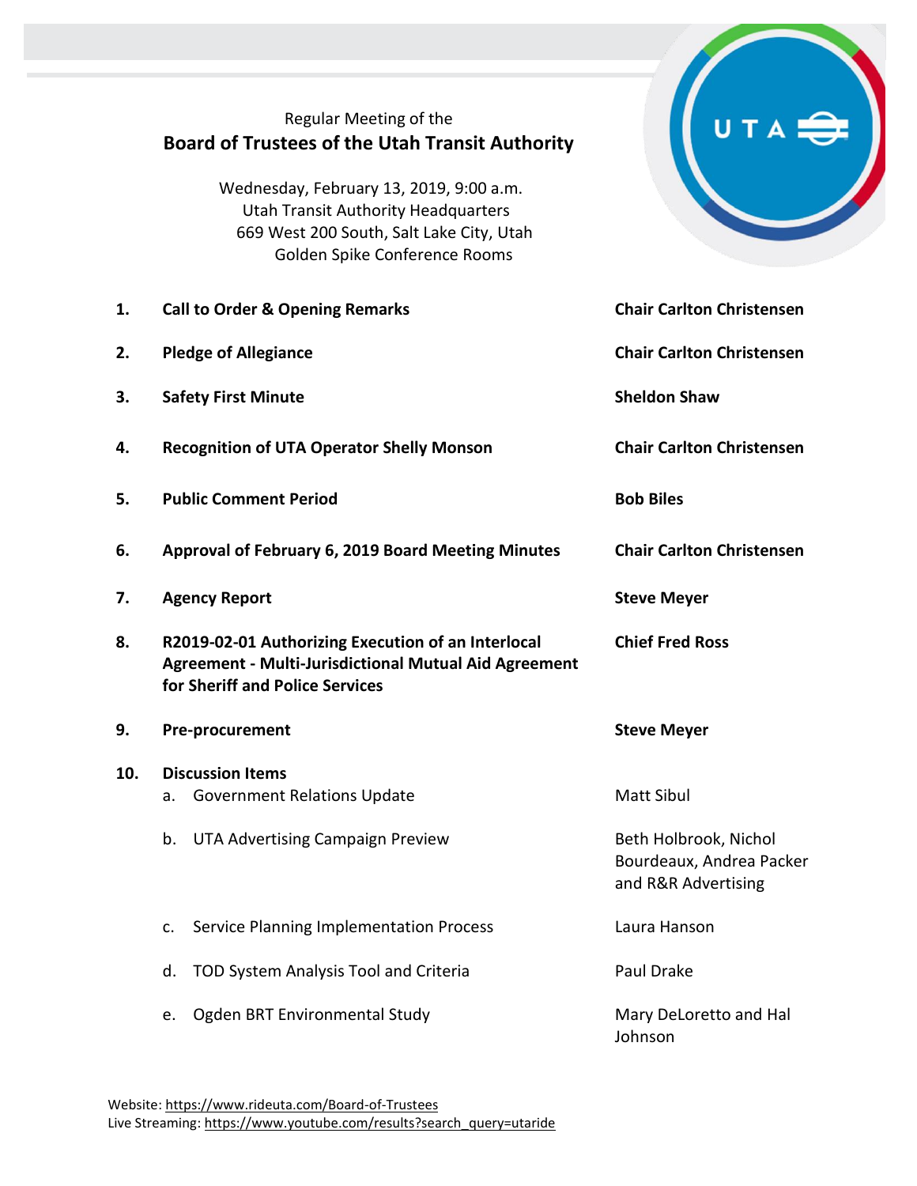Regular Meeting of the

# Board of Trustees of the Utah Transit Authority

Wednesday, February 13, 2019, 9:00 a.m.
Utah Transit Authority Headquarters
669 West 200 South, Salt Lake City, Utah
Golden Spike Conference Rooms

| | | |
|---|---|---|
| **1.** | **Call to Order & Opening Remarks** | **Chair Carlton Christensen** |
| **2.** | **Pledge of Allegiance** | **Chair Carlton Christensen** |
| **3.** | **Safety First Minute** | **Sheldon Shaw** |
| **4.** | **Recognition of UTA Operator Shelly Monson** | **Chair Carlton Christensen** |
| **5.** | **Public Comment Period** | **Bob Biles** |
| **6.** | **Approval of February 6, 2019 Board Meeting Minutes** | **Chair Carlton Christensen** |
| **7.** | **Agency Report** | **Steve Meyer** |
| **8.** | **R2019-02-01 Authorizing Execution of an Interlocal Agreement - Multi-Jurisdictional Mutual Aid Agreement for Sheriff and Police Services** | **Chief Fred Ross** |
| **9.** | **Pre-procurement** | **Steve Meyer** |
| **10.** | **Discussion Items** | |
| | a. Government Relations Update | Matt Sibul |
| | b. UTA Advertising Campaign Preview | Beth Holbrook, Nichol Bourdeaux, Andrea Packer and R&R Advertising |
| | c. Service Planning Implementation Process | Laura Hanson |
| | d. TOD System Analysis Tool and Criteria | Paul Drake |
| | e. Ogden BRT Environmental Study | Mary DeLoretto and Hal Johnson |

Website: https://www.rideuta.com/Board-of-Trustees
Live Streaming: https://www.youtube.com/results?search_query=utaride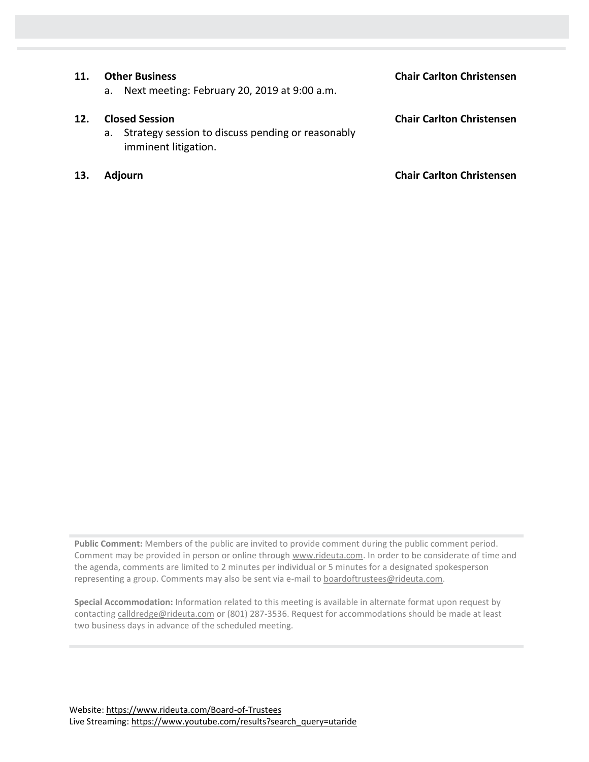**11. Other Business** **Chair Carlton Christensen**

a. Next meeting: February 20, 2019 at 9:00 a.m.

**12. Closed Session** **Chair Carlton Christensen**

a. Strategy session to discuss pending or reasonably imminent litigation.

**13. Adjourn** **Chair Carlton Christensen**

**Public Comment:** Members of the public are invited to provide comment during the public comment period. Comment may be provided in person or online through www.rideuta.com. In order to be considerate of time and the agenda, comments are limited to 2 minutes per individual or 5 minutes for a designated spokesperson representing a group. Comments may also be sent via e-mail to boardoftrustees@rideuta.com.

**Special Accommodation:** Information related to this meeting is available in alternate format upon request by contacting calldredge@rideuta.com or (801) 287-3536. Request for accommodations should be made at least two business days in advance of the scheduled meeting.

Website: https://www.rideuta.com/Board-of-Trustees
Live Streaming: https://www.youtube.com/results?search_query=utaride